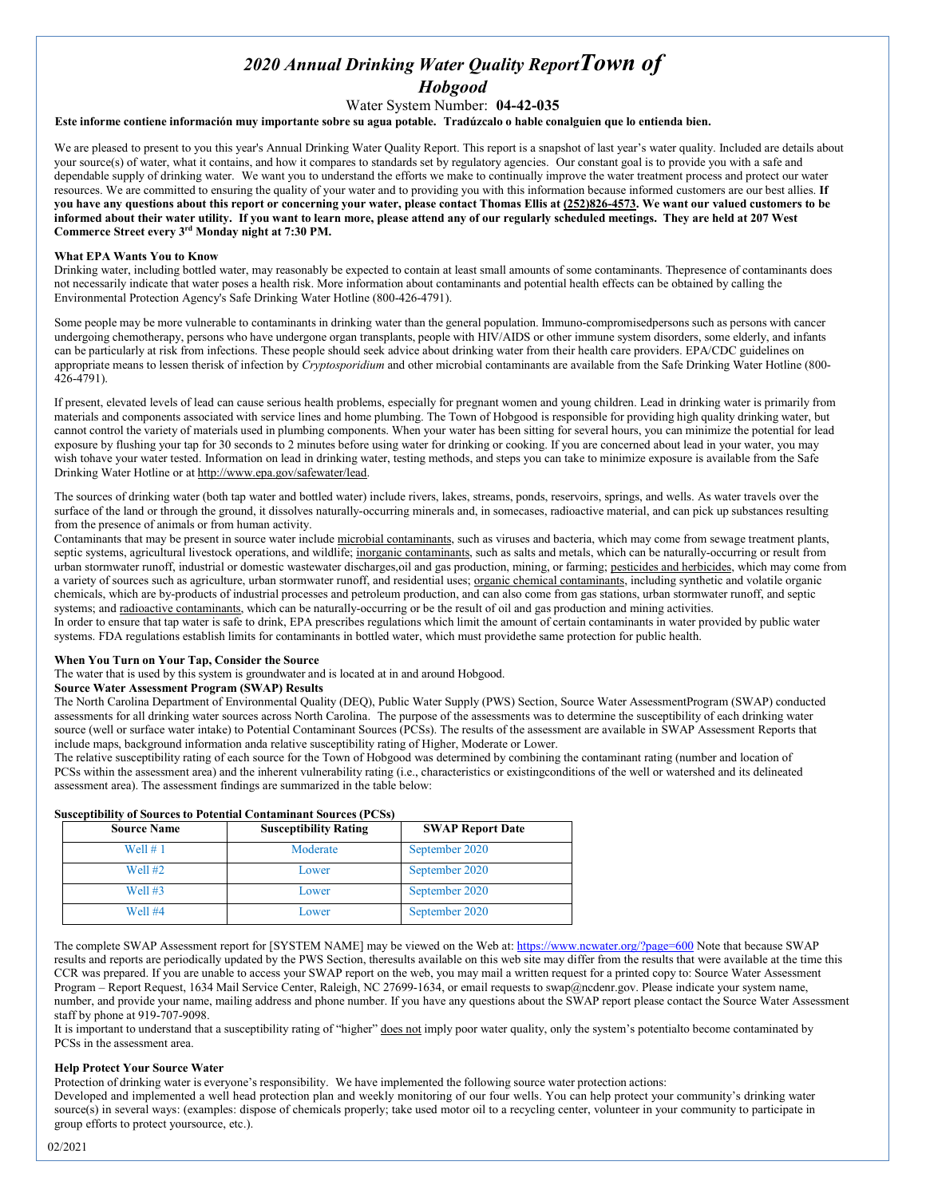# *2020 Annual Drinking Water Quality Report Town of Hobgood*

Water System Number: **04-42-035**

**Este informe contiene información muy importante sobre su agua potable. Tradúzcalo o hable conalguien que lo entienda bien.**

We are pleased to present to you this year's Annual Drinking Water Quality Report. This report is a snapshot of last year's water quality. Included are details about your source(s) of water, what it contains, and how it compares to standards set by regulatory agencies. Our constant goal is to provide you with a safe and dependable supply of drinking water. We want you to understand the efforts we make to continually improve the water treatment process and protect our water resources. We are committed to ensuring the quality of your water and to providing you with this information because informed customers are our best allies. **If you have any questions about this report or concerning your water, please contact Thomas Ellis at (252)826-4573. We want our valued customers to be informed about their water utility. If you want to learn more, please attend any of our regularly scheduled meetings. They are held at 207 West Commerce Street every 3rd Monday night at 7:30 PM.**

**What EPA Wants You to Know**

Drinking water, including bottled water, may reasonably be expected to contain at least small amounts of some contaminants. Thepresence of contaminants does not necessarily indicate that water poses a health risk. More information about contaminants and potential health effects can be obtained by calling the Environmental Protection Agency's Safe Drinking Water Hotline (800-426-4791).

Some people may be more vulnerable to contaminants in drinking water than the general population. Immuno-compromisedpersons such as persons with cancer undergoing chemotherapy, persons who have undergone organ transplants, people with HIV/AIDS or other immune system disorders, some elderly, and infants can be particularly at risk from infections. These people should seek advice about drinking water from their health care providers. EPA/CDC guidelines on appropriate means to lessen therisk of infection by *Cryptosporidium* and other microbial contaminants are available from the Safe Drinking Water Hotline (800-426-4791).

If present, elevated levels of lead can cause serious health problems, especially for pregnant women and young children. Lead in drinking water is primarily from materials and components associated with service lines and home plumbing. The Town of Hobgood is responsible for providing high quality drinking water, but cannot control the variety of materials used in plumbing components. When your water has been sitting for several hours, you can minimize the potential for lead exposure by flushing your tap for 30 seconds to 2 minutes before using water for drinking or cooking. If you are concerned about lead in your water, you may wish tohave your water tested. Information on lead in drinking water, testing methods, and steps you can take to minimize exposure is available from the Safe Drinking Water Hotline or at http://www.epa.gov/safewater/lead.

The sources of drinking water (both tap water and bottled water) include rivers, lakes, streams, ponds, reservoirs, springs, and wells. As water travels over the surface of the land or through the ground, it dissolves naturally-occurring minerals and, in somecases, radioactive material, and can pick up substances resulting from the presence of animals or from human activity.

Contaminants that may be present in source water include microbial contaminants, such as viruses and bacteria, which may come from sewage treatment plants, septic systems, agricultural livestock operations, and wildlife; inorganic contaminants, such as salts and metals, which can be naturally-occurring or result from urban stormwater runoff, industrial or domestic wastewater discharges,oil and gas production, mining, or farming; pesticides and herbicides, which may come from a variety of sources such as agriculture, urban stormwater runoff, and residential uses; organic chemical contaminants, including synthetic and volatile organic chemicals, which are by-products of industrial processes and petroleum production, and can also come from gas stations, urban stormwater runoff, and septic systems; and radioactive contaminants, which can be naturally-occurring or be the result of oil and gas production and mining activities.

In order to ensure that tap water is safe to drink, EPA prescribes regulations which limit the amount of certain contaminants in water provided by public water systems. FDA regulations establish limits for contaminants in bottled water, which must providethe same protection for public health.

**When You Turn on Your Tap, Consider the Source**

The water that is used by this system is groundwater and is located at in and around Hobgood.

**Source Water Assessment Program (SWAP) Results**

The North Carolina Department of Environmental Quality (DEQ), Public Water Supply (PWS) Section, Source Water AssessmentProgram (SWAP) conducted assessments for all drinking water sources across North Carolina. The purpose of the assessments was to determine the susceptibility of each drinking water source (well or surface water intake) to Potential Contaminant Sources (PCSs). The results of the assessment are available in SWAP Assessment Reports that include maps, background information anda relative susceptibility rating of Higher, Moderate or Lower.

The relative susceptibility rating of each source for the Town of Hobgood was determined by combining the contaminant rating (number and location of PCSs within the assessment area) and the inherent vulnerability rating (i.e., characteristics or existingconditions of the well or watershed and its delineated assessment area). The assessment findings are summarized in the table below:

**Susceptibility of Sources to Potential Contaminant Sources (PCSs)**

| Source Name | Susceptibility Rating | SWAP Report Date |
|---|---|---|
| Well # 1 | Moderate | September 2020 |
| Well #2 | Lower | September 2020 |
| Well #3 | Lower | September 2020 |
| Well #4 | Lower | September 2020 |

The complete SWAP Assessment report for [SYSTEM NAME] may be viewed on the Web at: https://www.ncwater.org/?page=600 Note that because SWAP results and reports are periodically updated by the PWS Section, theresults available on this web site may differ from the results that were available at the time this CCR was prepared. If you are unable to access your SWAP report on the web, you may mail a written request for a printed copy to: Source Water Assessment Program – Report Request, 1634 Mail Service Center, Raleigh, NC 27699-1634, or email requests to swap@ncdenr.gov. Please indicate your system name, number, and provide your name, mailing address and phone number. If you have any questions about the SWAP report please contact the Source Water Assessment staff by phone at 919-707-9098.

It is important to understand that a susceptibility rating of "higher" does not imply poor water quality, only the system's potentialto become contaminated by PCSs in the assessment area.

**Help Protect Your Source Water**

Protection of drinking water is everyone's responsibility. We have implemented the following source water protection actions:

Developed and implemented a well head protection plan and weekly monitoring of our four wells. You can help protect your community's drinking water source(s) in several ways: (examples: dispose of chemicals properly; take used motor oil to a recycling center, volunteer in your community to participate in group efforts to protect yoursource, etc.).

02/2021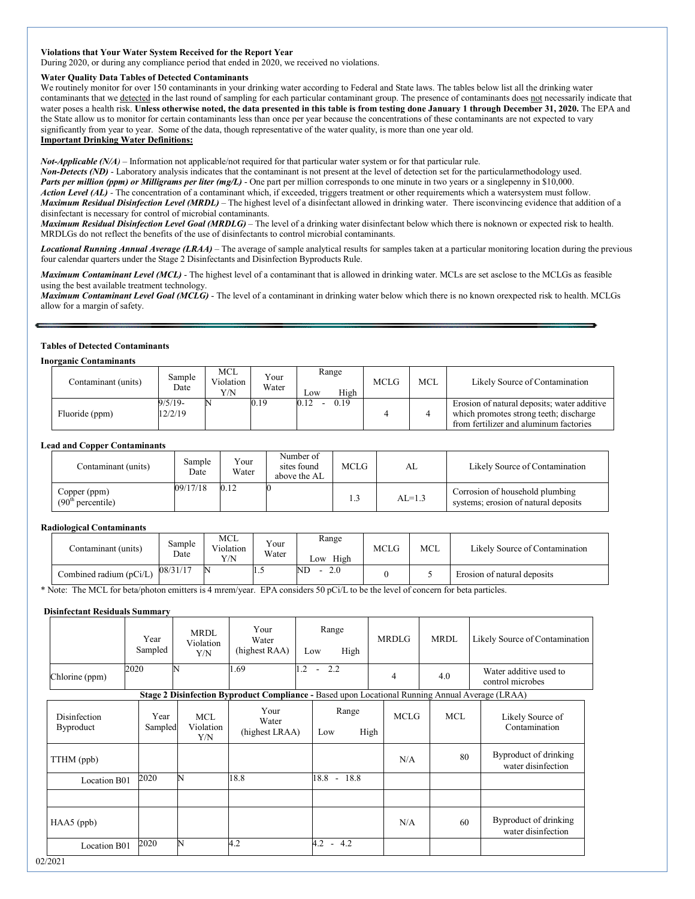**Violations that Your Water System Received for the Report Year**

During 2020, or during any compliance period that ended in 2020, we received no violations.

**Water Quality Data Tables of Detected Contaminants**

We routinely monitor for over 150 contaminants in your drinking water according to Federal and State laws. The tables below list all the drinking water contaminants that we detected in the last round of sampling for each particular contaminant group. The presence of contaminants does not necessarily indicate that water poses a health risk. **Unless otherwise noted, the data presented in this table is from testing done January 1 through December 31, 2020.** The EPA and the State allow us to monitor for certain contaminants less than once per year because the concentrations of these contaminants are not expected to vary significantly from year to year. Some of the data, though representative of the water quality, is more than one year old.

**Important Drinking Water Definitions:**

***Not-Applicable (N/A)*** – Information not applicable/not required for that particular water system or for that particular rule.

***Non-Detects (ND)*** - Laboratory analysis indicates that the contaminant is not present at the level of detection set for the particularmethodology used.

***Parts per million (ppm) or Milligrams per liter (mg/L)*** - One part per million corresponds to one minute in two years or a singlepenny in $10,000.

***Action Level (AL)*** - The concentration of a contaminant which, if exceeded, triggers treatment or other requirements which a watersystem must follow.

***Maximum Residual Disinfection Level (MRDL)*** – The highest level of a disinfectant allowed in drinking water. There isconvincing evidence that addition of a disinfectant is necessary for control of microbial contaminants.

***Maximum Residual Disinfection Level Goal (MRDLG)*** – The level of a drinking water disinfectant below which there is noknown or expected risk to health. MRDLGs do not reflect the benefits of the use of disinfectants to control microbial contaminants.

***Locational Running Annual Average (LRAA)*** – The average of sample analytical results for samples taken at a particular monitoring location during the previous four calendar quarters under the Stage 2 Disinfectants and Disinfection Byproducts Rule.

***Maximum Contaminant Level (MCL)*** - The highest level of a contaminant that is allowed in drinking water. MCLs are set asclose to the MCLGs as feasible using the best available treatment technology.

***Maximum Contaminant Level Goal (MCLG)*** - The level of a contaminant in drinking water below which there is no known orexpected risk to health. MCLGs allow for a margin of safety.

---

**Tables of Detected Contaminants**

**Inorganic Contaminants**

| Contaminant (units) | Sample Date | MCL Violation Y/N | Your Water | Range Low - High | MCLG | MCL | Likely Source of Contamination |
|---|---|---|---|---|---|---|---|
| Fluoride (ppm) | 9/5/19-12/2/19 | N | 0.19 | 0.12 - 0.19 | 4 | 4 | Erosion of natural deposits; water additive which promotes strong teeth; discharge from fertilizer and aluminum factories |

**Lead and Copper Contaminants**

| Contaminant (units) | Sample Date | Your Water | Number of sites found above the AL | MCLG | AL | Likely Source of Contamination |
|---|---|---|---|---|---|---|
| Copper (ppm) (90th percentile) | 09/17/18 | 0.12 | 0 | 1.3 | AL=1.3 | Corrosion of household plumbing systems; erosion of natural deposits |

**Radiological Contaminants**

| Contaminant (units) | Sample Date | MCL Violation Y/N | Your Water | Range Low High | MCLG | MCL | Likely Source of Contamination |
|---|---|---|---|---|---|---|---|
| Combined radium (pCi/L) | 08/31/17 | N | 1.5 | ND - 2.0 | 0 | 5 | Erosion of natural deposits |

* Note: The MCL for beta/photon emitters is 4 mrem/year. EPA considers 50 pCi/L to be the level of concern for beta particles.

**Disinfectant Residuals Summary**

| | Year Sampled | MRDL Violation Y/N | Your Water (highest RAA) | Range Low High | MRDLG | MRDL | Likely Source of Contamination |
|---|---|---|---|---|---|---|---|
| Chlorine (ppm) | 2020 | N | 1.69 | 1.2 - 2.2 | 4 | 4.0 | Water additive used to control microbes |

**Stage 2 Disinfection Byproduct Compliance -** Based upon Locational Running Annual Average (LRAA)

| Disinfection Byproduct | Year Sampled | MCL Violation Y/N | Your Water (highest LRAA) | Range Low High | MCLG | MCL | Likely Source of Contamination |
|---|---|---|---|---|---|---|---|
| TTHM (ppb) | | | | | N/A | 80 | Byproduct of drinking water disinfection |
| Location B01 | 2020 | N | 18.8 | 18.8 - 18.8 | | | |
| | | | | | | | |
| HAA5 (ppb) | | | | | N/A | 60 | Byproduct of drinking water disinfection |
| Location B01 | 2020 | N | 4.2 | 4.2 - 4.2 | | | |

02/2021